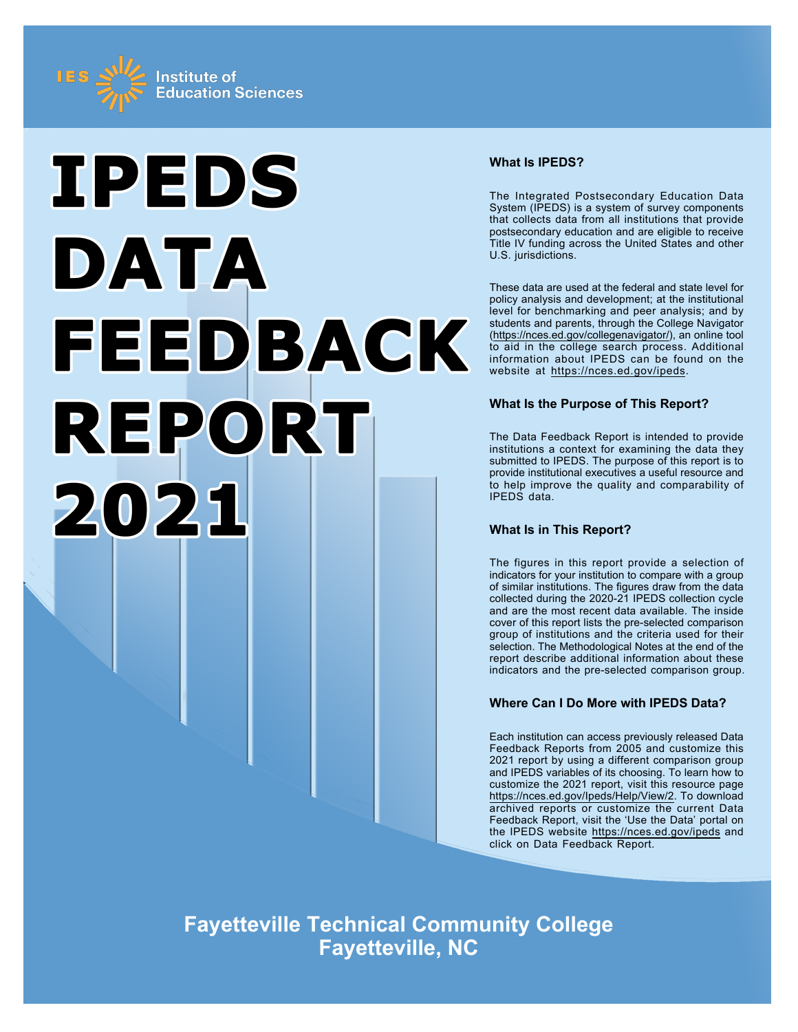IES Institute of Education Sciences

# IPEDS DATA FEEDBACK REPORT 2021

### What Is IPEDS?

The Integrated Postsecondary Education Data System (IPEDS) is a system of survey components that collects data from all institutions that provide postsecondary education and are eligible to receive Title IV funding across the United States and other U.S. jurisdictions.

These data are used at the federal and state level for policy analysis and development; at the institutional level for benchmarking and peer analysis; and by students and parents, through the College Navigator (https://nces.ed.gov/collegenavigator/), an online tool to aid in the college search process. Additional information about IPEDS can be found on the website at https://nces.ed.gov/ipeds.

### What Is the Purpose of This Report?

The Data Feedback Report is intended to provide institutions a context for examining the data they submitted to IPEDS. The purpose of this report is to provide institutional executives a useful resource and to help improve the quality and comparability of IPEDS data.

### What Is in This Report?

The figures in this report provide a selection of indicators for your institution to compare with a group of similar institutions. The figures draw from the data collected during the 2020-21 IPEDS collection cycle and are the most recent data available. The inside cover of this report lists the pre-selected comparison group of institutions and the criteria used for their selection. The Methodological Notes at the end of the report describe additional information about these indicators and the pre-selected comparison group.

### Where Can I Do More with IPEDS Data?

Each institution can access previously released Data Feedback Reports from 2005 and customize this 2021 report by using a different comparison group and IPEDS variables of its choosing. To learn how to customize the 2021 report, visit this resource page https://nces.ed.gov/Ipeds/Help/View/2. To download archived reports or customize the current Data Feedback Report, visit the 'Use the Data' portal on the IPEDS website https://nces.ed.gov/ipeds and click on Data Feedback Report.

**Fayetteville Technical Community College**
**Fayetteville, NC**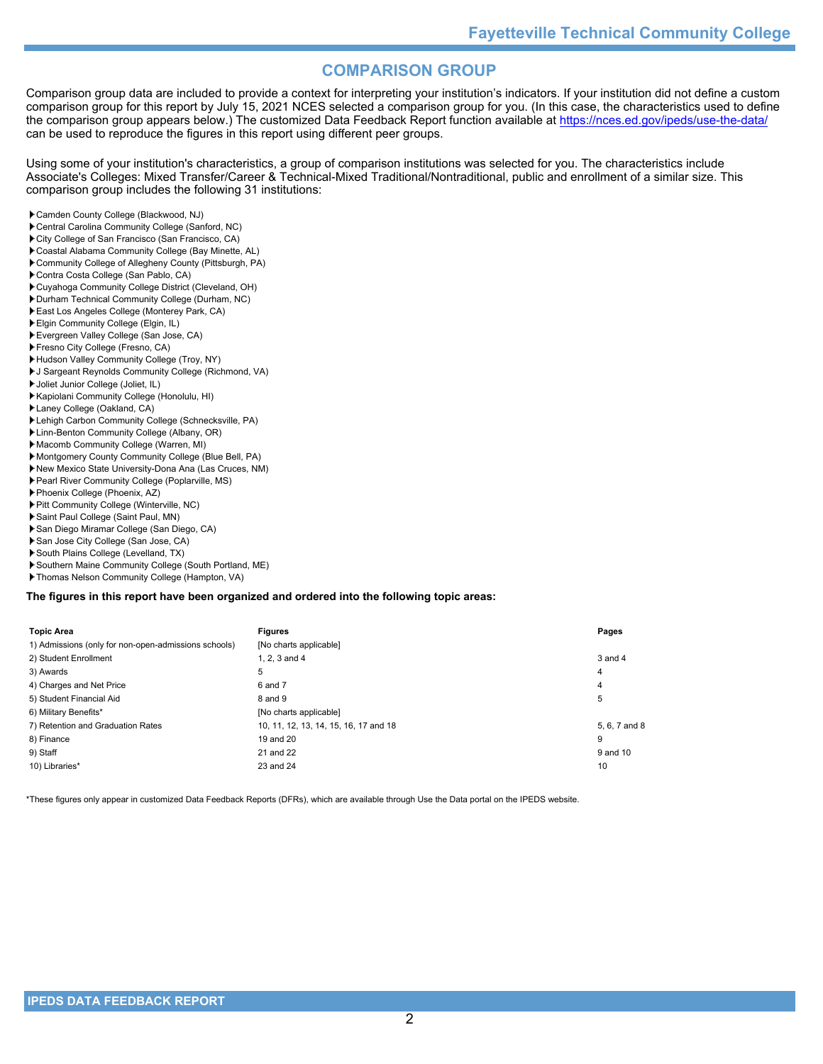## COMPARISON GROUP

Comparison group data are included to provide a context for interpreting your institution's indicators. If your institution did not define a custom comparison group for this report by July 15, 2021 NCES selected a comparison group for you. (In this case, the characteristics used to define the comparison group appears below.) The customized Data Feedback Report function available at https://nces.ed.gov/ipeds/use-the-data/ can be used to reproduce the figures in this report using different peer groups.

Using some of your institution's characteristics, a group of comparison institutions was selected for you. The characteristics include Associate's Colleges: Mixed Transfer/Career & Technical-Mixed Traditional/Nontraditional, public and enrollment of a similar size. This comparison group includes the following 31 institutions:

- Camden County College (Blackwood, NJ)
- Central Carolina Community College (Sanford, NC)
- City College of San Francisco (San Francisco, CA)
- Coastal Alabama Community College (Bay Minette, AL)
- Community College of Allegheny County (Pittsburgh, PA)
- Contra Costa College (San Pablo, CA)
- Cuyahoga Community College District (Cleveland, OH)
- Durham Technical Community College (Durham, NC)
- East Los Angeles College (Monterey Park, CA)
- Elgin Community College (Elgin, IL)
- Evergreen Valley College (San Jose, CA)
- Fresno City College (Fresno, CA)
- Hudson Valley Community College (Troy, NY)
- J Sargeant Reynolds Community College (Richmond, VA)
- Joliet Junior College (Joliet, IL)
- Kapiolani Community College (Honolulu, HI)
- Laney College (Oakland, CA)
- Lehigh Carbon Community College (Schnecksville, PA)
- Linn-Benton Community College (Albany, OR)
- Macomb Community College (Warren, MI)
- Montgomery County Community College (Blue Bell, PA)
- New Mexico State University-Dona Ana (Las Cruces, NM)
- Pearl River Community College (Poplarville, MS)
- Phoenix College (Phoenix, AZ)
- Pitt Community College (Winterville, NC)
- Saint Paul College (Saint Paul, MN)
- San Diego Miramar College (San Diego, CA)
- San Jose City College (San Jose, CA)
- South Plains College (Levelland, TX)
- Southern Maine Community College (South Portland, ME)
- Thomas Nelson Community College (Hampton, VA)

**The figures in this report have been organized and ordered into the following topic areas:**

| Topic Area | Figures | Pages |
|---|---|---|
| 1) Admissions (only for non-open-admissions schools) | [No charts applicable] | |
| 2) Student Enrollment | 1, 2, 3 and 4 | 3 and 4 |
| 3) Awards | 5 | 4 |
| 4) Charges and Net Price | 6 and 7 | 4 |
| 5) Student Financial Aid | 8 and 9 | 5 |
| 6) Military Benefits* | [No charts applicable] | |
| 7) Retention and Graduation Rates | 10, 11, 12, 13, 14, 15, 16, 17 and 18 | 5, 6, 7 and 8 |
| 8) Finance | 19 and 20 | 9 |
| 9) Staff | 21 and 22 | 9 and 10 |
| 10) Libraries* | 23 and 24 | 10 |

*These figures only appear in customized Data Feedback Reports (DFRs), which are available through Use the Data portal on the IPEDS website.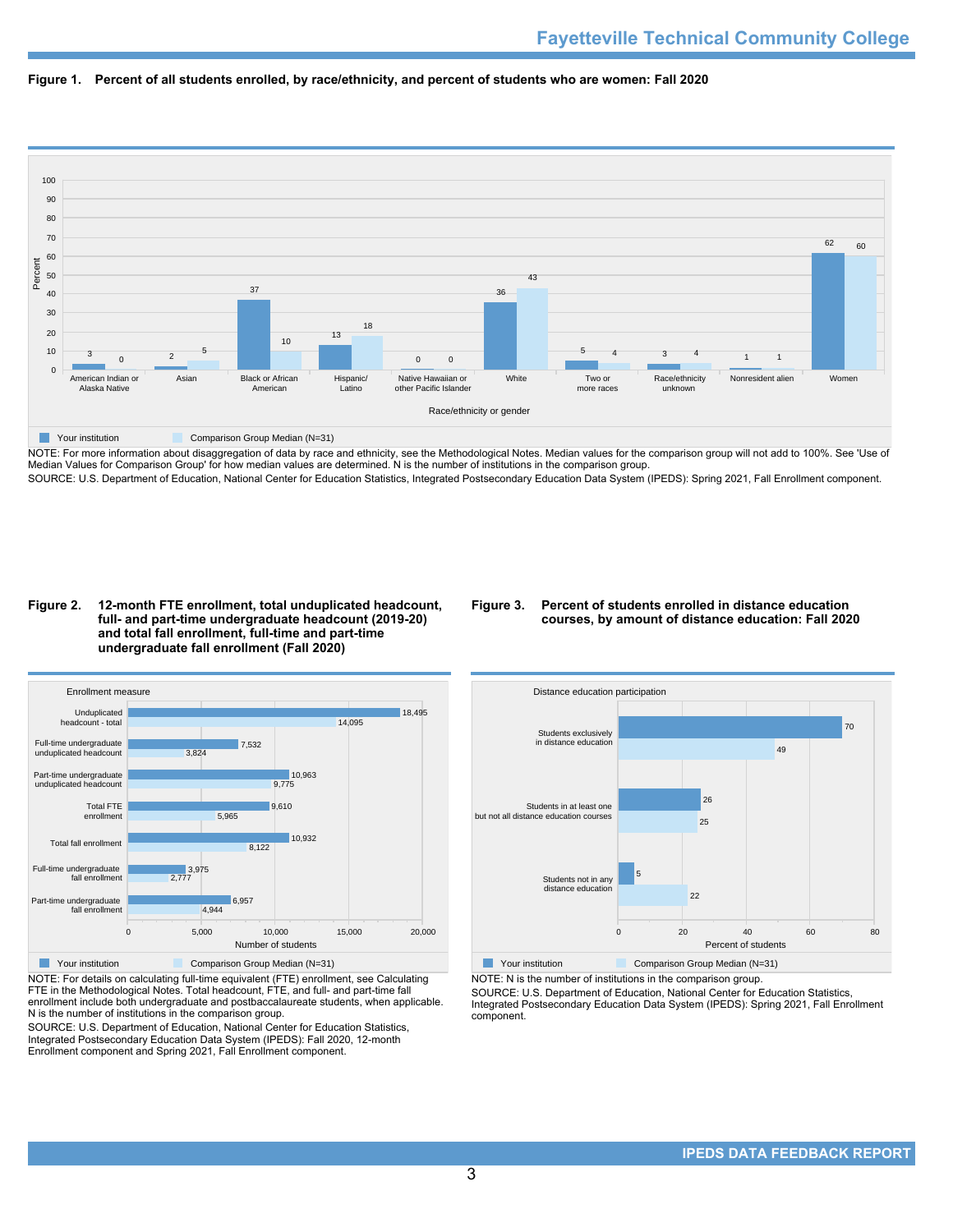**Figure 1. Percent of all students enrolled, by race/ethnicity, and percent of students who are women: Fall 2020**

| Race/ethnicity or gender | Your institution | Comparison Group Median (N=31) |
|---|---|---|
| American Indian or Alaska Native | 3 | 0 |
| Asian | 2 | 5 |
| Black or African American | 37 | 10 |
| Hispanic/ Latino | 13 | 18 |
| Native Hawaiian or other Pacific Islander | 0 | 0 |
| White | 36 | 43 |
| Two or more races | 5 | 4 |
| Race/ethnicity unknown | 3 | 4 |
| Nonresident alien | 1 | 1 |
| Women | 62 | 60 |

NOTE: For more information about disaggregation of data by race and ethnicity, see the Methodological Notes. Median values for the comparison group will not add to 100%. See 'Use of Median Values for Comparison Group' for how median values are determined. N is the number of institutions in the comparison group.

SOURCE: U.S. Department of Education, National Center for Education Statistics, Integrated Postsecondary Education Data System (IPEDS): Spring 2021, Fall Enrollment component.

**Figure 2. 12-month FTE enrollment, total unduplicated headcount, full- and part-time undergraduate headcount (2019-20) and total fall enrollment, full-time and part-time undergraduate fall enrollment (Fall 2020)**

| Enrollment measure | Your institution | Comparison Group Median (N=31) |
|---|---|---|
| Unduplicated headcount - total | 18,495 | 14,095 |
| Full-time undergraduate unduplicated headcount | 7,532 | 3,824 |
| Part-time undergraduate unduplicated headcount | 10,963 | 9,775 |
| Total FTE enrollment | 9,610 | 5,965 |
| Total fall enrollment | 10,932 | 8,122 |
| Full-time undergraduate fall enrollment | 3,975 | 2,777 |
| Part-time undergraduate fall enrollment | 6,957 | 4,944 |

NOTE: For details on calculating full-time equivalent (FTE) enrollment, see Calculating FTE in the Methodological Notes. Total headcount, FTE, and full- and part-time fall enrollment include both undergraduate and postbaccalaureate students, when applicable. N is the number of institutions in the comparison group.

SOURCE: U.S. Department of Education, National Center for Education Statistics, Integrated Postsecondary Education Data System (IPEDS): Fall 2020, 12-month Enrollment component and Spring 2021, Fall Enrollment component.

**Figure 3. Percent of students enrolled in distance education courses, by amount of distance education: Fall 2020**

| Distance education participation | Your institution | Comparison Group Median (N=31) |
|---|---|---|
| Students exclusively in distance education | 70 | 49 |
| Students in at least one but not all distance education courses | 26 | 25 |
| Students not in any distance education | 5 | 22 |

NOTE: N is the number of institutions in the comparison group.

SOURCE: U.S. Department of Education, National Center for Education Statistics, Integrated Postsecondary Education Data System (IPEDS): Spring 2021, Fall Enrollment component.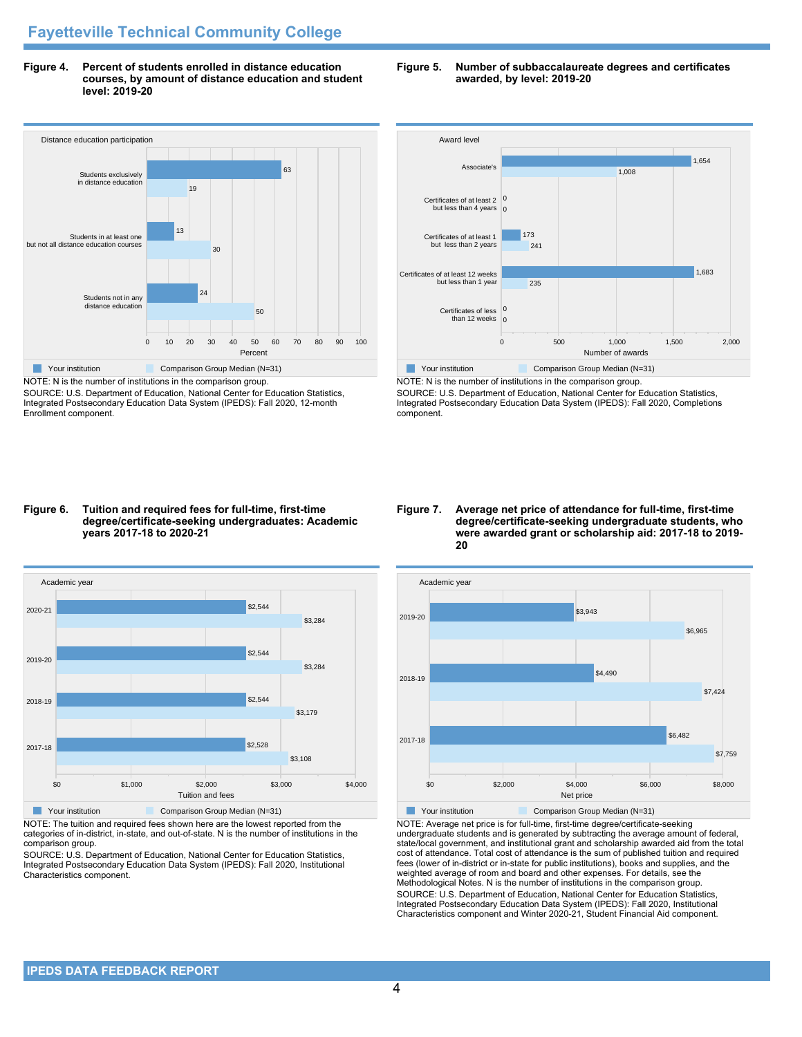## Fayetteville Technical Community College

**Figure 4. Percent of students enrolled in distance education courses, by amount of distance education and student level: 2019-20**

| Distance education participation | Your institution | Comparison Group Median (N=31) |
|---|---|---|
| Students exclusively in distance education | 63 | 19 |
| Students in at least one but not all distance education courses | 13 | 30 |
| Students not in any distance education | 24 | 50 |

NOTE: N is the number of institutions in the comparison group.
SOURCE: U.S. Department of Education, National Center for Education Statistics, Integrated Postsecondary Education Data System (IPEDS): Fall 2020, 12-month Enrollment component.

**Figure 5. Number of subbaccalaureate degrees and certificates awarded, by level: 2019-20**

| Award level | Your institution | Comparison Group Median (N=31) |
|---|---|---|
| Associate's | 1,654 | 1,008 |
| Certificates of at least 2 but less than 4 years | 0 | 0 |
| Certificates of at least 1 but less than 2 years | 173 | 241 |
| Certificates of at least 12 weeks but less than 1 year | 1,683 | 235 |
| Certificates of less than 12 weeks | 0 | 0 |

NOTE: N is the number of institutions in the comparison group.
SOURCE: U.S. Department of Education, National Center for Education Statistics, Integrated Postsecondary Education Data System (IPEDS): Fall 2020, Completions component.

**Figure 6. Tuition and required fees for full-time, first-time degree/certificate-seeking undergraduates: Academic years 2017-18 to 2020-21**

| Academic year | Your institution | Comparison Group Median (N=31) |
|---|---|---|
| 2020-21 | $2,544 | $3,284 |
| 2019-20 | $2,544 | $3,284 |
| 2018-19 | $2,544 | $3,179 |
| 2017-18 | $2,528 | $3,108 |

NOTE: The tuition and required fees shown here are the lowest reported from the categories of in-district, in-state, and out-of-state. N is the number of institutions in the comparison group.
SOURCE: U.S. Department of Education, National Center for Education Statistics, Integrated Postsecondary Education Data System (IPEDS): Fall 2020, Institutional Characteristics component.

**Figure 7. Average net price of attendance for full-time, first-time degree/certificate-seeking undergraduate students, who were awarded grant or scholarship aid: 2017-18 to 2019-20**

| Academic year | Your institution | Comparison Group Median (N=31) |
|---|---|---|
| 2019-20 | $3,943 | $6,965 |
| 2018-19 | $4,490 | $7,424 |
| 2017-18 | $6,482 | $7,759 |

NOTE: Average net price is for full-time, first-time degree/certificate-seeking undergraduate students and is generated by subtracting the average amount of federal, state/local government, and institutional grant and scholarship awarded aid from the total cost of attendance. Total cost of attendance is the sum of published tuition and required fees (lower of in-district or in-state for public institutions), books and supplies, and the weighted average of room and board and other expenses. For details, see the Methodological Notes. N is the number of institutions in the comparison group.
SOURCE: U.S. Department of Education, National Center for Education Statistics, Integrated Postsecondary Education Data System (IPEDS): Fall 2020, Institutional Characteristics component and Winter 2020-21, Student Financial Aid component.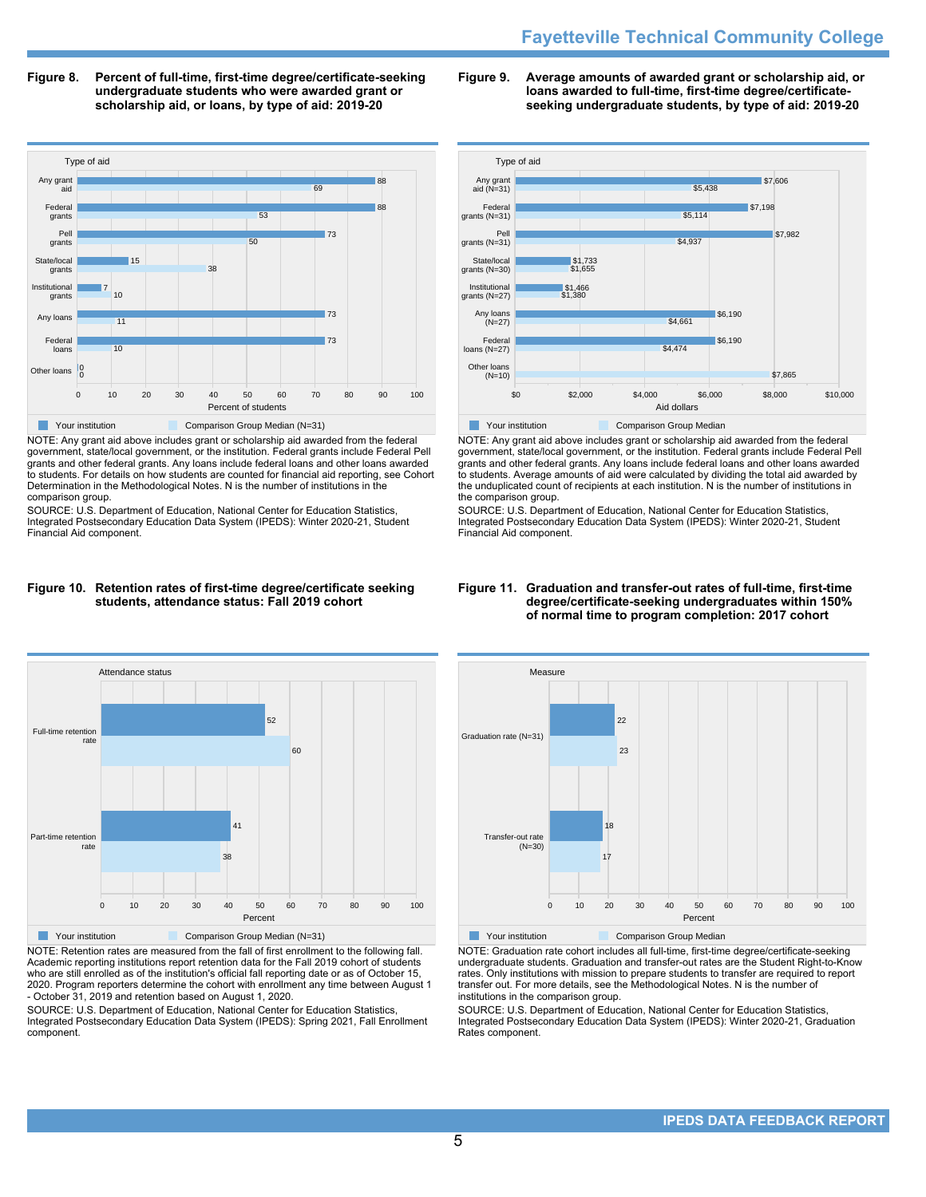**Figure 8. Percent of full-time, first-time degree/certificate-seeking undergraduate students who were awarded grant or scholarship aid, or loans, by type of aid: 2019-20**

| Type of aid | Your institution | Comparison Group Median (N=31) |
|---|---|---|
| Any grant aid | 88 | 69 |
| Federal grants | 88 | 53 |
| Pell grants | 73 | 50 |
| State/local grants | 15 | 38 |
| Institutional grants | 7 | 10 |
| Any loans | 73 | 11 |
| Federal loans | 73 | 10 |
| Other loans | 0 | 0 |

NOTE: Any grant aid above includes grant or scholarship aid awarded from the federal government, state/local government, or the institution. Federal grants include Federal Pell grants and other federal grants. Any loans include federal loans and other loans awarded to students. For details on how students are counted for financial aid reporting, see Cohort Determination in the Methodological Notes. N is the number of institutions in the comparison group.

SOURCE: U.S. Department of Education, National Center for Education Statistics, Integrated Postsecondary Education Data System (IPEDS): Winter 2020-21, Student Financial Aid component.

**Figure 9. Average amounts of awarded grant or scholarship aid, or loans awarded to full-time, first-time degree/certificate-seeking undergraduate students, by type of aid: 2019-20**

| Type of aid | Your institution | Comparison Group Median |
|---|---|---|
| Any grant aid (N=31) | $7,606 | $5,438 |
| Federal grants (N=31) | $7,198 | $5,114 |
| Pell grants (N=31) | $7,982 | $4,937 |
| State/local grants (N=30) | $1,733 | $1,655 |
| Institutional grants (N=27) | $1,466 | $1,380 |
| Any loans (N=27) | $6,190 | $4,661 |
| Federal loans (N=27) | $6,190 | $4,474 |
| Other loans (N=10) | | $7,865 |

NOTE: Any grant aid above includes grant or scholarship aid awarded from the federal government, state/local government, or the institution. Federal grants include Federal Pell grants and other federal grants. Any loans include federal loans and other loans awarded to students. Average amounts of aid were calculated by dividing the total aid awarded by the unduplicated count of recipients at each institution. N is the number of institutions in the comparison group.

SOURCE: U.S. Department of Education, National Center for Education Statistics, Integrated Postsecondary Education Data System (IPEDS): Winter 2020-21, Student Financial Aid component.

**Figure 10. Retention rates of first-time degree/certificate seeking students, attendance status: Fall 2019 cohort**

| Attendance status | Your institution | Comparison Group Median (N=31) |
|---|---|---|
| Full-time retention rate | 52 | 60 |
| Part-time retention rate | 41 | 38 |

NOTE: Retention rates are measured from the fall of first enrollment to the following fall. Academic reporting institutions report retention data for the Fall 2019 cohort of students who are still enrolled as of the institution's official fall reporting date or as of October 15, 2020. Program reporters determine the cohort with enrollment any time between August 1 - October 31, 2019 and retention based on August 1, 2020.

SOURCE: U.S. Department of Education, National Center for Education Statistics, Integrated Postsecondary Education Data System (IPEDS): Spring 2021, Fall Enrollment component.

**Figure 11. Graduation and transfer-out rates of full-time, first-time degree/certificate-seeking undergraduates within 150% of normal time to program completion: 2017 cohort**

| Measure | Your institution | Comparison Group Median |
|---|---|---|
| Graduation rate (N=31) | 22 | 23 |
| Transfer-out rate (N=30) | 18 | 17 |

NOTE: Graduation rate cohort includes all full-time, first-time degree/certificate-seeking undergraduate students. Graduation and transfer-out rates are the Student Right-to-Know rates. Only institutions with mission to prepare students to transfer are required to report transfer out. For more details, see the Methodological Notes. N is the number of institutions in the comparison group.

SOURCE: U.S. Department of Education, National Center for Education Statistics, Integrated Postsecondary Education Data System (IPEDS): Winter 2020-21, Graduation Rates component.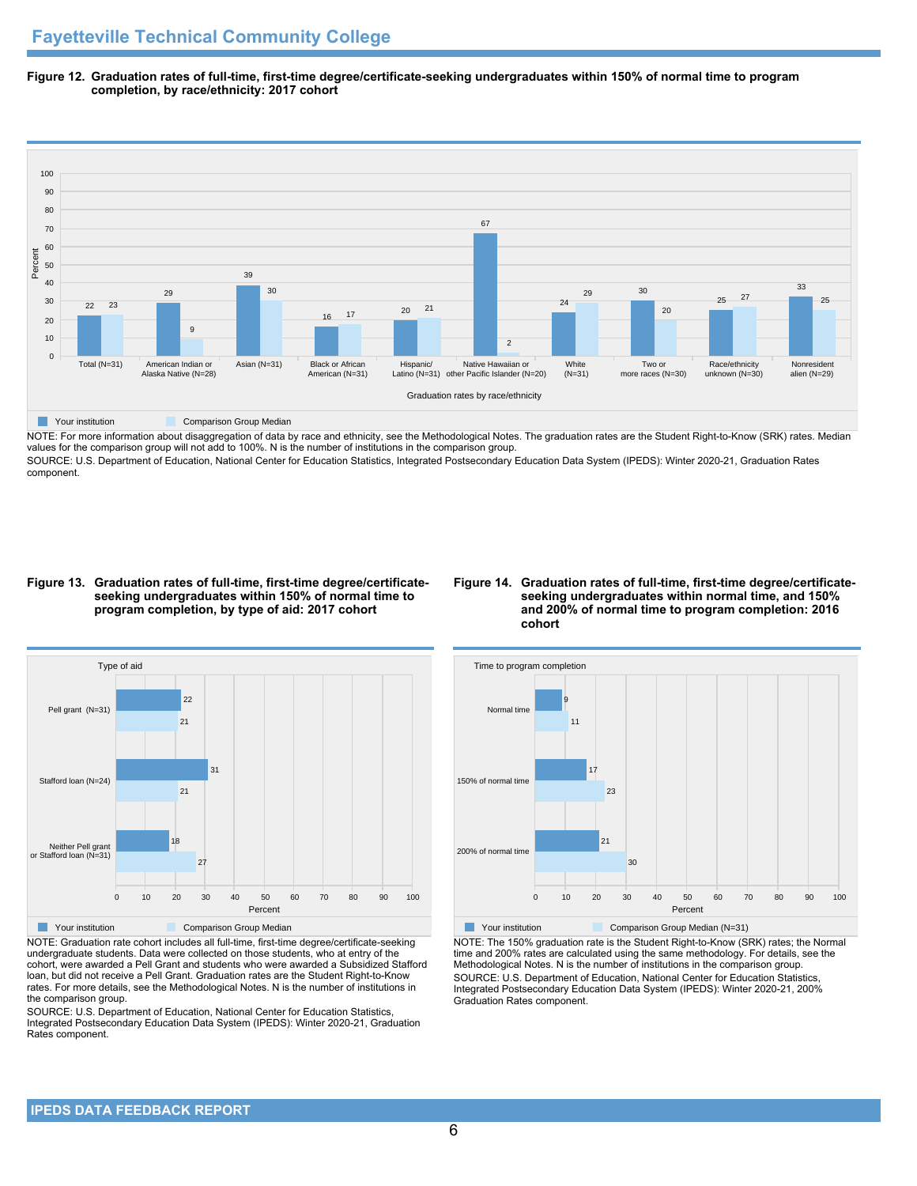## Fayetteville Technical Community College

**Figure 12. Graduation rates of full-time, first-time degree/certificate-seeking undergraduates within 150% of normal time to program completion, by race/ethnicity: 2017 cohort**

| Graduation rates by race/ethnicity | Your institution | Comparison Group Median |
|---|---|---|
| Total (N=31) | 22 | 23 |
| American Indian or Alaska Native (N=28) | 29 | 9 |
| Asian (N=31) | 39 | 30 |
| Black or African American (N=31) | 16 | 17 |
| Hispanic/ Latino (N=31) | 20 | 21 |
| Native Hawaiian or other Pacific Islander (N=20) | 67 | 2 |
| White (N=31) | 24 | 29 |
| Two or more races (N=30) | 30 | 20 |
| Race/ethnicity unknown (N=30) | 25 | 27 |
| Nonresident alien (N=29) | 33 | 25 |

NOTE: For more information about disaggregation of data by race and ethnicity, see the Methodological Notes. The graduation rates are the Student Right-to-Know (SRK) rates. Median values for the comparison group will not add to 100%. N is the number of institutions in the comparison group.

SOURCE: U.S. Department of Education, National Center for Education Statistics, Integrated Postsecondary Education Data System (IPEDS): Winter 2020-21, Graduation Rates component.

**Figure 13. Graduation rates of full-time, first-time degree/certificate-seeking undergraduates within 150% of normal time to program completion, by type of aid: 2017 cohort**

| Type of aid | Your institution | Comparison Group Median |
|---|---|---|
| Pell grant (N=31) | 22 | 21 |
| Stafford loan (N=24) | 31 | 21 |
| Neither Pell grant or Stafford loan (N=31) | 18 | 27 |

NOTE: Graduation rate cohort includes all full-time, first-time degree/certificate-seeking undergraduate students. Data were collected on those students, who at entry of the cohort, were awarded a Pell Grant and students who were awarded a Subsidized Stafford loan, but did not receive a Pell Grant. Graduation rates are the Student Right-to-Know rates. For more details, see the Methodological Notes. N is the number of institutions in the comparison group.

SOURCE: U.S. Department of Education, National Center for Education Statistics, Integrated Postsecondary Education Data System (IPEDS): Winter 2020-21, Graduation Rates component.

**Figure 14. Graduation rates of full-time, first-time degree/certificate-seeking undergraduates within normal time, and 150% and 200% of normal time to program completion: 2016 cohort**

| Time to program completion | Your institution | Comparison Group Median (N=31) |
|---|---|---|
| Normal time | 9 | 11 |
| 150% of normal time | 17 | 23 |
| 200% of normal time | 21 | 30 |

NOTE: The 150% graduation rate is the Student Right-to-Know (SRK) rates; the Normal time and 200% rates are calculated using the same methodology. For details, see the Methodological Notes. N is the number of institutions in the comparison group.

SOURCE: U.S. Department of Education, National Center for Education Statistics, Integrated Postsecondary Education Data System (IPEDS): Winter 2020-21, 200% Graduation Rates component.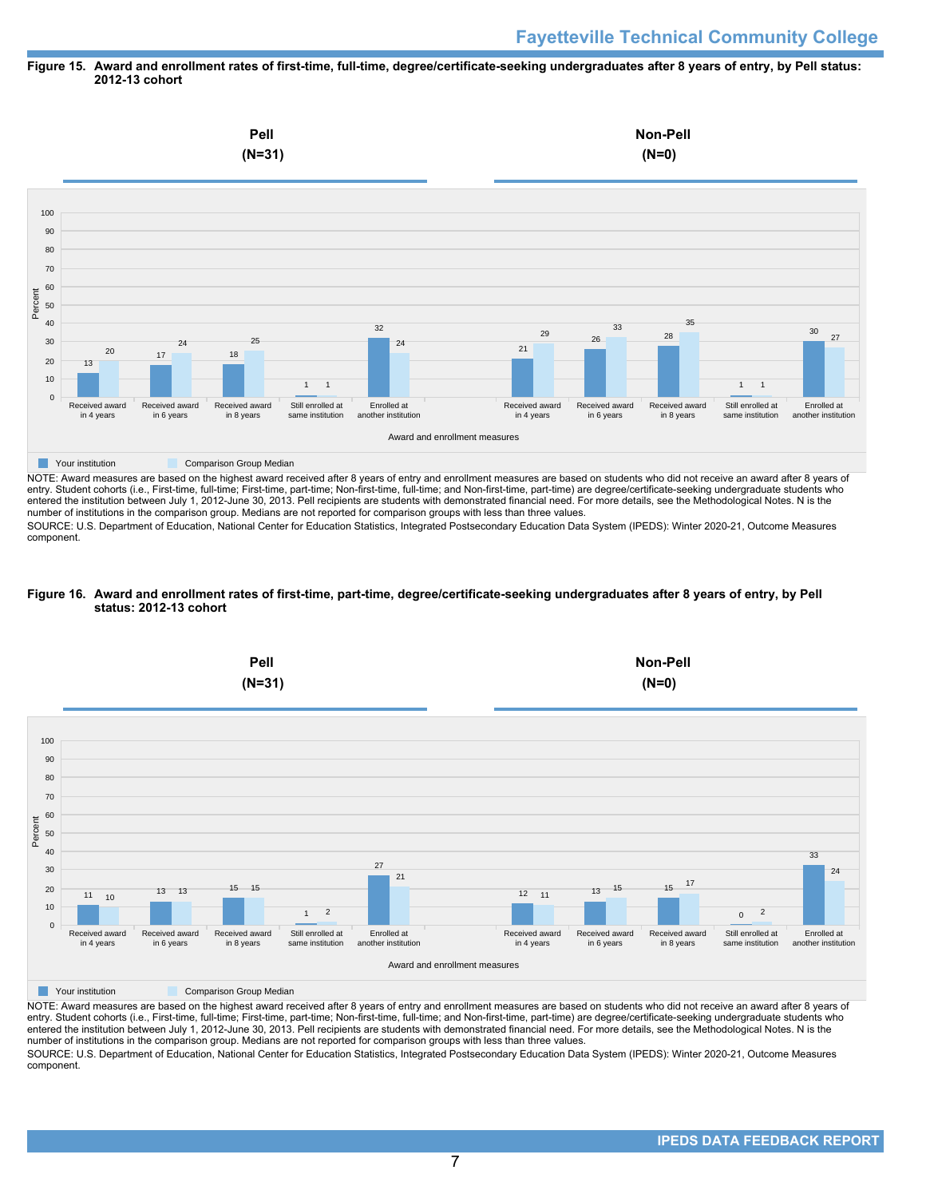Figure 15. Award and enrollment rates of first-time, full-time, degree/certificate-seeking undergraduates after 8 years of entry, by Pell status: 2012-13 cohort

**Pell (N=31)**

| Award and enrollment measures | Your institution | Comparison Group Median |
|---|---|---|
| Received award in 4 years | 13 | 20 |
| Received award in 6 years | 17 | 24 |
| Received award in 8 years | 18 | 25 |
| Still enrolled at same institution | 1 | 1 |
| Enrolled at another institution | 32 | 24 |

**Non-Pell (N=0)**

| Award and enrollment measures | Your institution | Comparison Group Median |
|---|---|---|
| Received award in 4 years | 21 | 29 |
| Received award in 6 years | 26 | 33 |
| Received award in 8 years | 28 | 35 |
| Still enrolled at same institution | 1 | 1 |
| Enrolled at another institution | 30 | 27 |

NOTE: Award measures are based on the highest award received after 8 years of entry and enrollment measures are based on students who did not receive an award after 8 years of entry. Student cohorts (i.e., First-time, full-time; First-time, part-time; Non-first-time, full-time; and Non-first-time, part-time) are degree/certificate-seeking undergraduate students who entered the institution between July 1, 2012-June 30, 2013. Pell recipients are students with demonstrated financial need. For more details, see the Methodological Notes. N is the number of institutions in the comparison group. Medians are not reported for comparison groups with less than three values.

SOURCE: U.S. Department of Education, National Center for Education Statistics, Integrated Postsecondary Education Data System (IPEDS): Winter 2020-21, Outcome Measures component.

Figure 16. Award and enrollment rates of first-time, part-time, degree/certificate-seeking undergraduates after 8 years of entry, by Pell status: 2012-13 cohort

**Pell (N=31)**

| Award and enrollment measures | Your institution | Comparison Group Median |
|---|---|---|
| Received award in 4 years | 11 | 10 |
| Received award in 6 years | 13 | 13 |
| Received award in 8 years | 15 | 15 |
| Still enrolled at same institution | 1 | 2 |
| Enrolled at another institution | 27 | 21 |

**Non-Pell (N=0)**

| Award and enrollment measures | Your institution | Comparison Group Median |
|---|---|---|
| Received award in 4 years | 12 | 11 |
| Received award in 6 years | 13 | 15 |
| Received award in 8 years | 15 | 17 |
| Still enrolled at same institution | 0 | 2 |
| Enrolled at another institution | 33 | 24 |

NOTE: Award measures are based on the highest award received after 8 years of entry and enrollment measures are based on students who did not receive an award after 8 years of entry. Student cohorts (i.e., First-time, full-time; First-time, part-time; Non-first-time, full-time; and Non-first-time, part-time) are degree/certificate-seeking undergraduate students who entered the institution between July 1, 2012-June 30, 2013. Pell recipients are students with demonstrated financial need. For more details, see the Methodological Notes. N is the number of institutions in the comparison group. Medians are not reported for comparison groups with less than three values.

SOURCE: U.S. Department of Education, National Center for Education Statistics, Integrated Postsecondary Education Data System (IPEDS): Winter 2020-21, Outcome Measures component.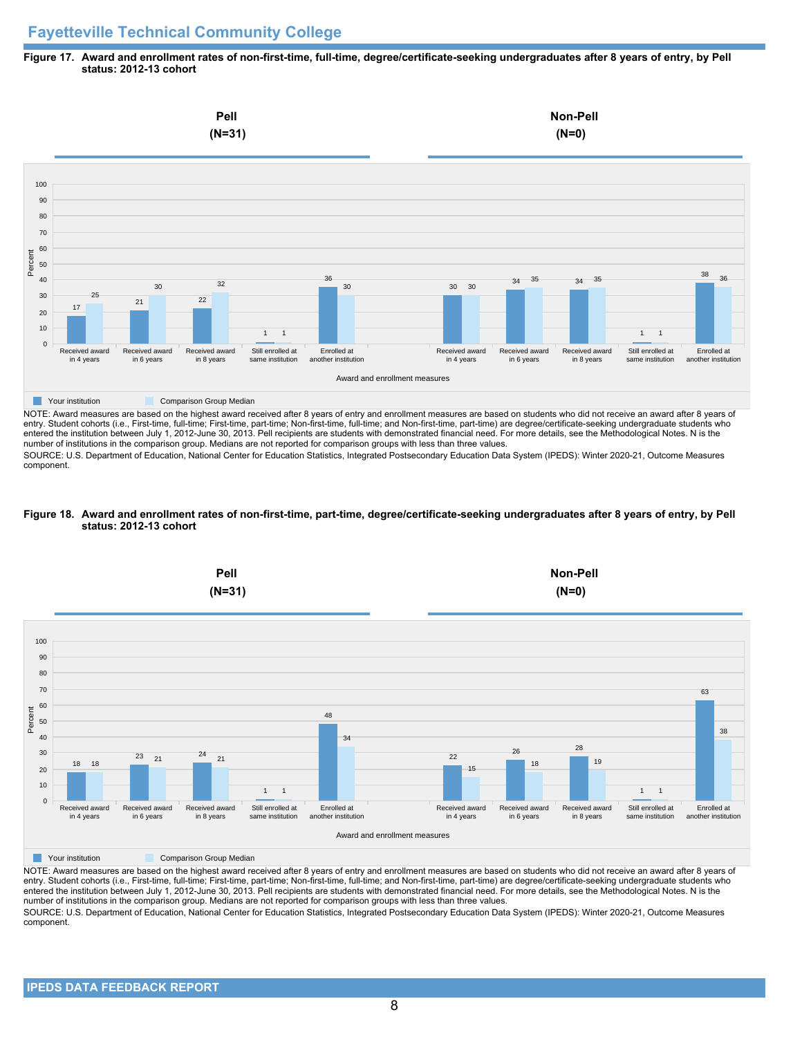## Fayetteville Technical Community College

**Figure 17. Award and enrollment rates of non-first-time, full-time, degree/certificate-seeking undergraduates after 8 years of entry, by Pell status: 2012-13 cohort**

**Pell (N=31)**

| Award and enrollment measures | Your institution | Comparison Group Median |
|---|---|---|
| Received award in 4 years | 17 | 25 |
| Received award in 6 years | 21 | 30 |
| Received award in 8 years | 22 | 32 |
| Still enrolled at same institution | 1 | 1 |
| Enrolled at another institution | 36 | 30 |

**Non-Pell (N=0)**

| Award and enrollment measures | Your institution | Comparison Group Median |
|---|---|---|
| Received award in 4 years | 30 | 30 |
| Received award in 6 years | 34 | 35 |
| Received award in 8 years | 34 | 35 |
| Still enrolled at same institution | 1 | 1 |
| Enrolled at another institution | 38 | 36 |

NOTE: Award measures are based on the highest award received after 8 years of entry and enrollment measures are based on students who did not receive an award after 8 years of entry. Student cohorts (i.e., First-time, full-time; First-time, part-time; Non-first-time, full-time; and Non-first-time, part-time) are degree/certificate-seeking undergraduate students who entered the institution between July 1, 2012-June 30, 2013. Pell recipients are students with demonstrated financial need. For more details, see the Methodological Notes. N is the number of institutions in the comparison group. Medians are not reported for comparison groups with less than three values.

SOURCE: U.S. Department of Education, National Center for Education Statistics, Integrated Postsecondary Education Data System (IPEDS): Winter 2020-21, Outcome Measures component.

**Figure 18. Award and enrollment rates of non-first-time, part-time, degree/certificate-seeking undergraduates after 8 years of entry, by Pell status: 2012-13 cohort**

**Pell (N=31)**

| Award and enrollment measures | Your institution | Comparison Group Median |
|---|---|---|
| Received award in 4 years | 18 | 18 |
| Received award in 6 years | 23 | 21 |
| Received award in 8 years | 24 | 21 |
| Still enrolled at same institution | 1 | 1 |
| Enrolled at another institution | 48 | 34 |

**Non-Pell (N=0)**

| Award and enrollment measures | Your institution | Comparison Group Median |
|---|---|---|
| Received award in 4 years | 22 | 15 |
| Received award in 6 years | 26 | 18 |
| Received award in 8 years | 28 | 19 |
| Still enrolled at same institution | 1 | 1 |
| Enrolled at another institution | 63 | 38 |

NOTE: Award measures are based on the highest award received after 8 years of entry and enrollment measures are based on students who did not receive an award after 8 years of entry. Student cohorts (i.e., First-time, full-time; First-time, part-time; Non-first-time, full-time; and Non-first-time, part-time) are degree/certificate-seeking undergraduate students who entered the institution between July 1, 2012-June 30, 2013. Pell recipients are students with demonstrated financial need. For more details, see the Methodological Notes. N is the number of institutions in the comparison group. Medians are not reported for comparison groups with less than three values.

SOURCE: U.S. Department of Education, National Center for Education Statistics, Integrated Postsecondary Education Data System (IPEDS): Winter 2020-21, Outcome Measures component.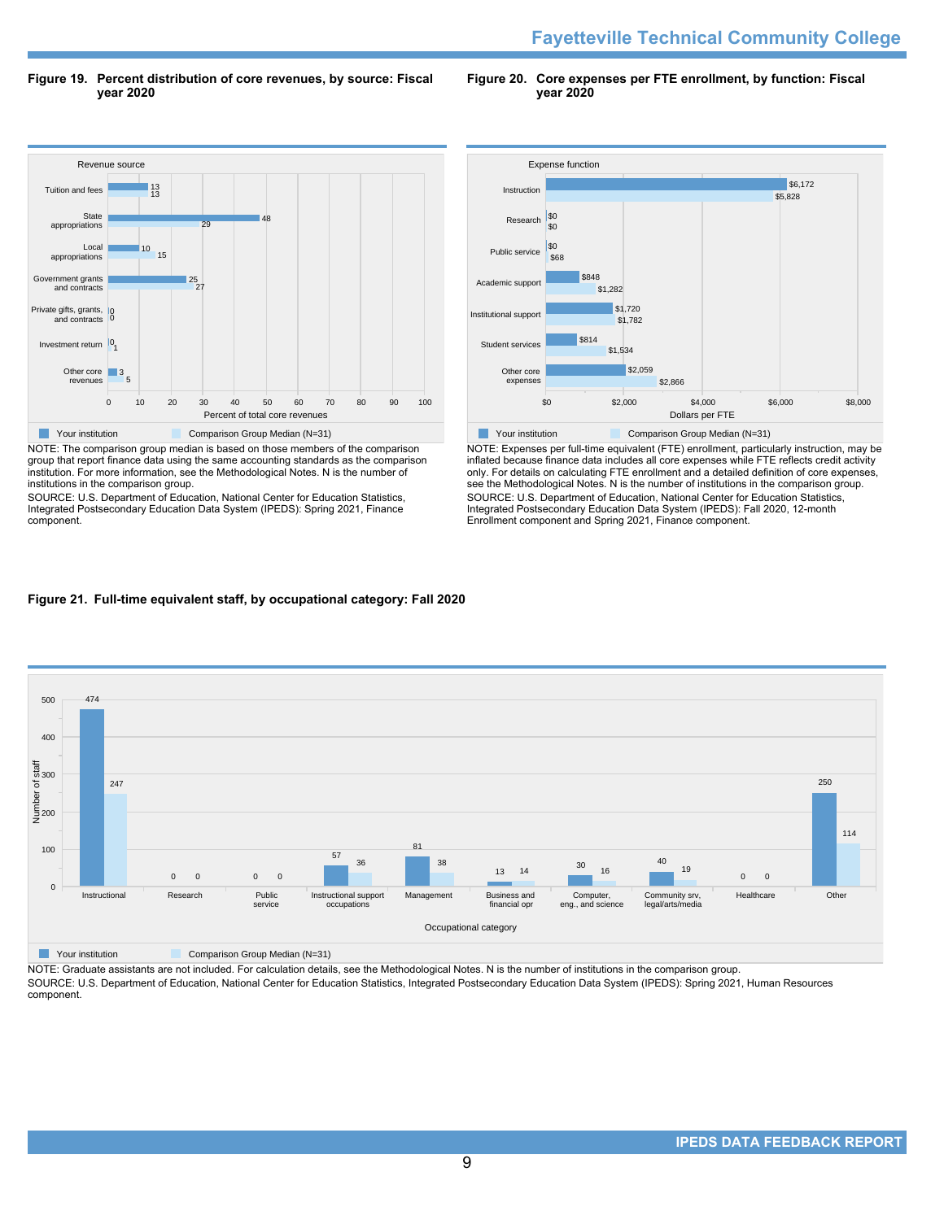**Figure 19. Percent distribution of core revenues, by source: Fiscal year 2020**

| Revenue source | Your institution | Comparison Group Median (N=31) |
|---|---|---|
| Tuition and fees | 13 | 13 |
| State appropriations | 48 | 29 |
| Local appropriations | 10 | 15 |
| Government grants and contracts | 25 | 27 |
| Private gifts, grants, and contracts | 0 | 0 |
| Investment return | 0 | 1 |
| Other core revenues | 3 | 5 |

Percent of total core revenues

NOTE: The comparison group median is based on those members of the comparison group that report finance data using the same accounting standards as the comparison institution. For more information, see the Methodological Notes. N is the number of institutions in the comparison group.
SOURCE: U.S. Department of Education, National Center for Education Statistics, Integrated Postsecondary Education Data System (IPEDS): Spring 2021, Finance component.

**Figure 20. Core expenses per FTE enrollment, by function: Fiscal year 2020**

| Expense function | Your institution | Comparison Group Median (N=31) |
|---|---|---|
| Instruction | $6,172 | $5,828 |
| Research | $0 | $0 |
| Public service | $0 | $68 |
| Academic support | $848 | $1,282 |
| Institutional support | $1,720 | $1,782 |
| Student services | $814 | $1,534 |
| Other core expenses | $2,059 | $2,866 |

Dollars per FTE

NOTE: Expenses per full-time equivalent (FTE) enrollment, particularly instruction, may be inflated because finance data includes all core expenses while FTE reflects credit activity only. For details on calculating FTE enrollment and a detailed definition of core expenses, see the Methodological Notes. N is the number of institutions in the comparison group.
SOURCE: U.S. Department of Education, National Center for Education Statistics, Integrated Postsecondary Education Data System (IPEDS): Fall 2020, 12-month Enrollment component and Spring 2021, Finance component.

**Figure 21. Full-time equivalent staff, by occupational category: Fall 2020**

| Occupational category | Your institution | Comparison Group Median (N=31) |
|---|---|---|
| Instructional | 474 | 247 |
| Research | 0 | 0 |
| Public service | 0 | 0 |
| Instructional support occupations | 57 | 36 |
| Management | 81 | 38 |
| Business and financial opr | 13 | 14 |
| Computer, eng., and science | 30 | 16 |
| Community srv, legal/arts/media | 40 | 19 |
| Healthcare | 0 | 0 |
| Other | 250 | 114 |

Number of staff

NOTE: Graduate assistants are not included. For calculation details, see the Methodological Notes. N is the number of institutions in the comparison group.
SOURCE: U.S. Department of Education, National Center for Education Statistics, Integrated Postsecondary Education Data System (IPEDS): Spring 2021, Human Resources component.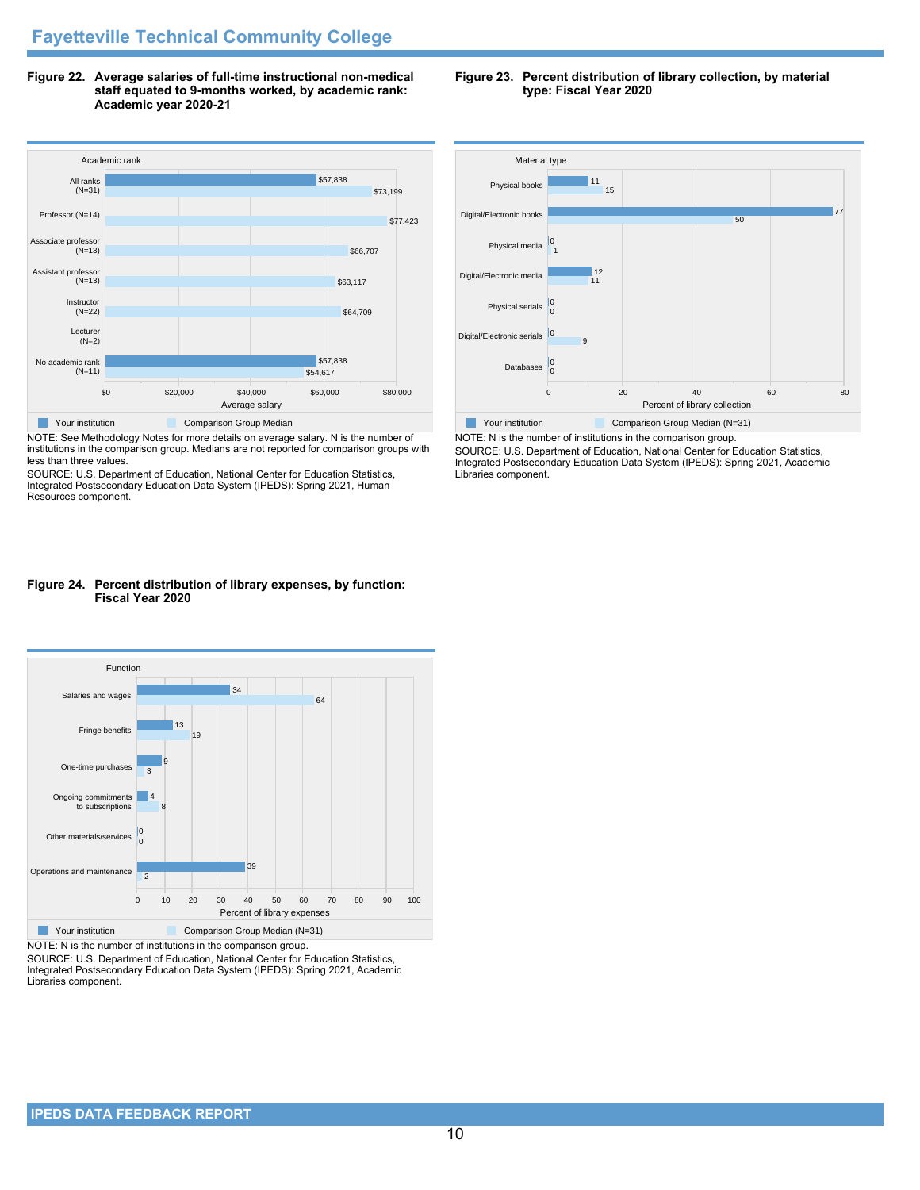# Fayetteville Technical Community College

**Figure 22. Average salaries of full-time instructional non-medical staff equated to 9-months worked, by academic rank: Academic year 2020-21**

| Academic rank | Your institution | Comparison Group Median |
|---|---|---|
| All ranks (N=31) | $57,838 | $73,199 |
| Professor (N=14) | | $77,423 |
| Associate professor (N=13) | | $66,707 |
| Assistant professor (N=13) | | $63,117 |
| Instructor (N=22) | | $64,709 |
| Lecturer (N=2) | | |
| No academic rank (N=11) | $57,838 | $54,617 |

NOTE: See Methodology Notes for more details on average salary. N is the number of institutions in the comparison group. Medians are not reported for comparison groups with less than three values.

SOURCE: U.S. Department of Education, National Center for Education Statistics, Integrated Postsecondary Education Data System (IPEDS): Spring 2021, Human Resources component.

**Figure 23. Percent distribution of library collection, by material type: Fiscal Year 2020**

| Material type | Your institution | Comparison Group Median (N=31) |
|---|---|---|
| Physical books | 11 | 15 |
| Digital/Electronic books | 77 | 50 |
| Physical media | 0 | 1 |
| Digital/Electronic media | 12 | 11 |
| Physical serials | 0 | 0 |
| Digital/Electronic serials | 0 | 9 |
| Databases | 0 | 0 |

NOTE: N is the number of institutions in the comparison group.

SOURCE: U.S. Department of Education, National Center for Education Statistics, Integrated Postsecondary Education Data System (IPEDS): Spring 2021, Academic Libraries component.

**Figure 24. Percent distribution of library expenses, by function: Fiscal Year 2020**

| Function | Your institution | Comparison Group Median (N=31) |
|---|---|---|
| Salaries and wages | 34 | 64 |
| Fringe benefits | 13 | 19 |
| One-time purchases | 9 | 3 |
| Ongoing commitments to subscriptions | 4 | 8 |
| Other materials/services | 0 | 0 |
| Operations and maintenance | 39 | 2 |

NOTE: N is the number of institutions in the comparison group.

SOURCE: U.S. Department of Education, National Center for Education Statistics, Integrated Postsecondary Education Data System (IPEDS): Spring 2021, Academic Libraries component.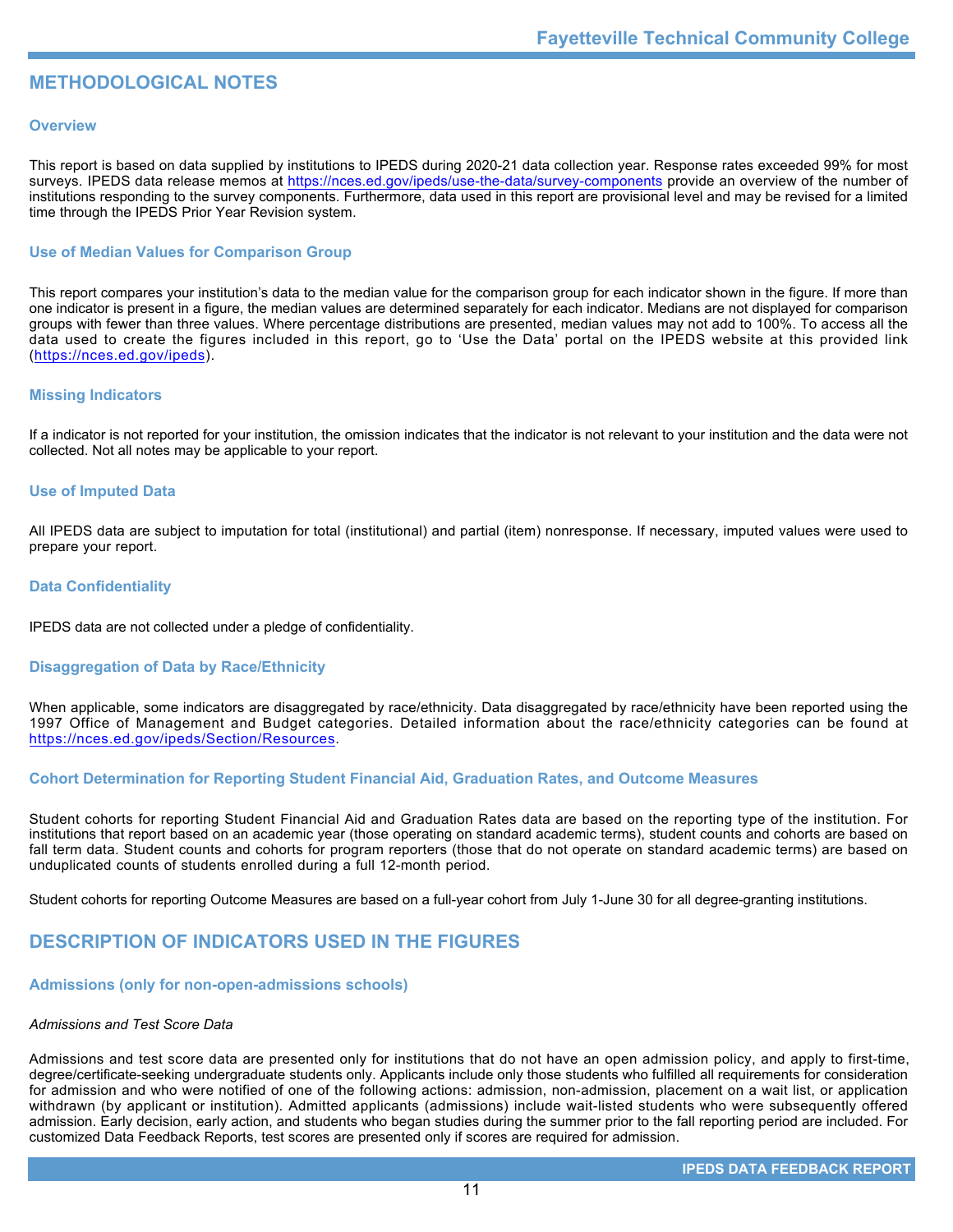# METHODOLOGICAL NOTES

## Overview

This report is based on data supplied by institutions to IPEDS during 2020-21 data collection year. Response rates exceeded 99% for most surveys. IPEDS data release memos at https://nces.ed.gov/ipeds/use-the-data/survey-components provide an overview of the number of institutions responding to the survey components. Furthermore, data used in this report are provisional level and may be revised for a limited time through the IPEDS Prior Year Revision system.

## Use of Median Values for Comparison Group

This report compares your institution's data to the median value for the comparison group for each indicator shown in the figure. If more than one indicator is present in a figure, the median values are determined separately for each indicator. Medians are not displayed for comparison groups with fewer than three values. Where percentage distributions are presented, median values may not add to 100%. To access all the data used to create the figures included in this report, go to 'Use the Data' portal on the IPEDS website at this provided link (https://nces.ed.gov/ipeds).

## Missing Indicators

If a indicator is not reported for your institution, the omission indicates that the indicator is not relevant to your institution and the data were not collected. Not all notes may be applicable to your report.

## Use of Imputed Data

All IPEDS data are subject to imputation for total (institutional) and partial (item) nonresponse. If necessary, imputed values were used to prepare your report.

## Data Confidentiality

IPEDS data are not collected under a pledge of confidentiality.

## Disaggregation of Data by Race/Ethnicity

When applicable, some indicators are disaggregated by race/ethnicity. Data disaggregated by race/ethnicity have been reported using the 1997 Office of Management and Budget categories. Detailed information about the race/ethnicity categories can be found at https://nces.ed.gov/ipeds/Section/Resources.

## Cohort Determination for Reporting Student Financial Aid, Graduation Rates, and Outcome Measures

Student cohorts for reporting Student Financial Aid and Graduation Rates data are based on the reporting type of the institution. For institutions that report based on an academic year (those operating on standard academic terms), student counts and cohorts are based on fall term data. Student counts and cohorts for program reporters (those that do not operate on standard academic terms) are based on unduplicated counts of students enrolled during a full 12-month period.

Student cohorts for reporting Outcome Measures are based on a full-year cohort from July 1-June 30 for all degree-granting institutions.

# DESCRIPTION OF INDICATORS USED IN THE FIGURES

## Admissions (only for non-open-admissions schools)

*Admissions and Test Score Data*

Admissions and test score data are presented only for institutions that do not have an open admission policy, and apply to first-time, degree/certificate-seeking undergraduate students only. Applicants include only those students who fulfilled all requirements for consideration for admission and who were notified of one of the following actions: admission, non-admission, placement on a wait list, or application withdrawn (by applicant or institution). Admitted applicants (admissions) include wait-listed students who were subsequently offered admission. Early decision, early action, and students who began studies during the summer prior to the fall reporting period are included. For customized Data Feedback Reports, test scores are presented only if scores are required for admission.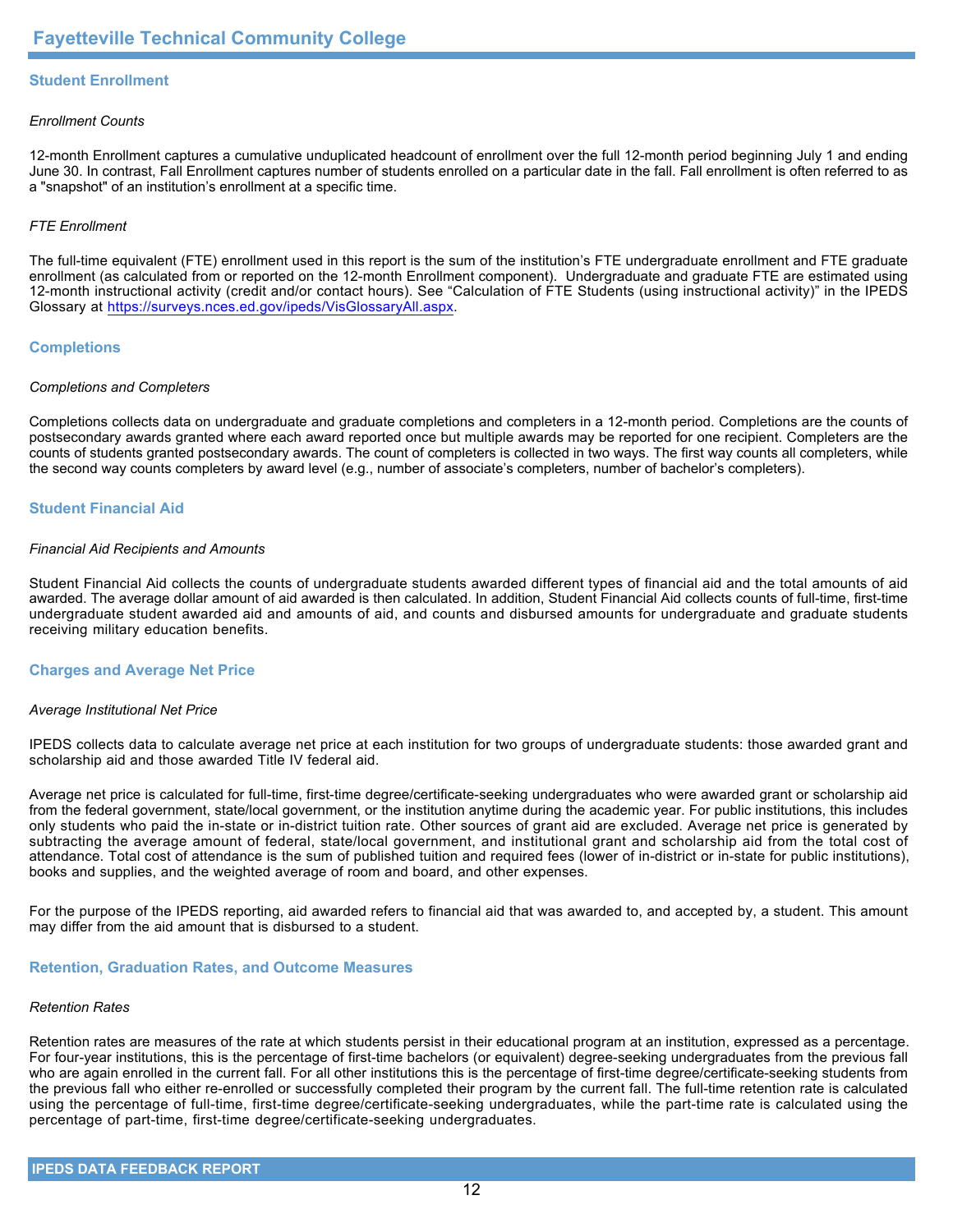## Student Enrollment

*Enrollment Counts*

12-month Enrollment captures a cumulative unduplicated headcount of enrollment over the full 12-month period beginning July 1 and ending June 30. In contrast, Fall Enrollment captures number of students enrolled on a particular date in the fall. Fall enrollment is often referred to as a "snapshot" of an institution's enrollment at a specific time.

*FTE Enrollment*

The full-time equivalent (FTE) enrollment used in this report is the sum of the institution's FTE undergraduate enrollment and FTE graduate enrollment (as calculated from or reported on the 12-month Enrollment component). Undergraduate and graduate FTE are estimated using 12-month instructional activity (credit and/or contact hours). See "Calculation of FTE Students (using instructional activity)" in the IPEDS Glossary at https://surveys.nces.ed.gov/ipeds/VisGlossaryAll.aspx.

## Completions

*Completions and Completers*

Completions collects data on undergraduate and graduate completions and completers in a 12-month period. Completions are the counts of postsecondary awards granted where each award reported once but multiple awards may be reported for one recipient. Completers are the counts of students granted postsecondary awards. The count of completers is collected in two ways. The first way counts all completers, while the second way counts completers by award level (e.g., number of associate's completers, number of bachelor's completers).

## Student Financial Aid

*Financial Aid Recipients and Amounts*

Student Financial Aid collects the counts of undergraduate students awarded different types of financial aid and the total amounts of aid awarded. The average dollar amount of aid awarded is then calculated. In addition, Student Financial Aid collects counts of full-time, first-time undergraduate student awarded aid and amounts of aid, and counts and disbursed amounts for undergraduate and graduate students receiving military education benefits.

## Charges and Average Net Price

*Average Institutional Net Price*

IPEDS collects data to calculate average net price at each institution for two groups of undergraduate students: those awarded grant and scholarship aid and those awarded Title IV federal aid.

Average net price is calculated for full-time, first-time degree/certificate-seeking undergraduates who were awarded grant or scholarship aid from the federal government, state/local government, or the institution anytime during the academic year. For public institutions, this includes only students who paid the in-state or in-district tuition rate. Other sources of grant aid are excluded. Average net price is generated by subtracting the average amount of federal, state/local government, and institutional grant and scholarship aid from the total cost of attendance. Total cost of attendance is the sum of published tuition and required fees (lower of in-district or in-state for public institutions), books and supplies, and the weighted average of room and board, and other expenses.

For the purpose of the IPEDS reporting, aid awarded refers to financial aid that was awarded to, and accepted by, a student. This amount may differ from the aid amount that is disbursed to a student.

## Retention, Graduation Rates, and Outcome Measures

*Retention Rates*

Retention rates are measures of the rate at which students persist in their educational program at an institution, expressed as a percentage. For four-year institutions, this is the percentage of first-time bachelors (or equivalent) degree-seeking undergraduates from the previous fall who are again enrolled in the current fall. For all other institutions this is the percentage of first-time degree/certificate-seeking students from the previous fall who either re-enrolled or successfully completed their program by the current fall. The full-time retention rate is calculated using the percentage of full-time, first-time degree/certificate-seeking undergraduates, while the part-time rate is calculated using the percentage of part-time, first-time degree/certificate-seeking undergraduates.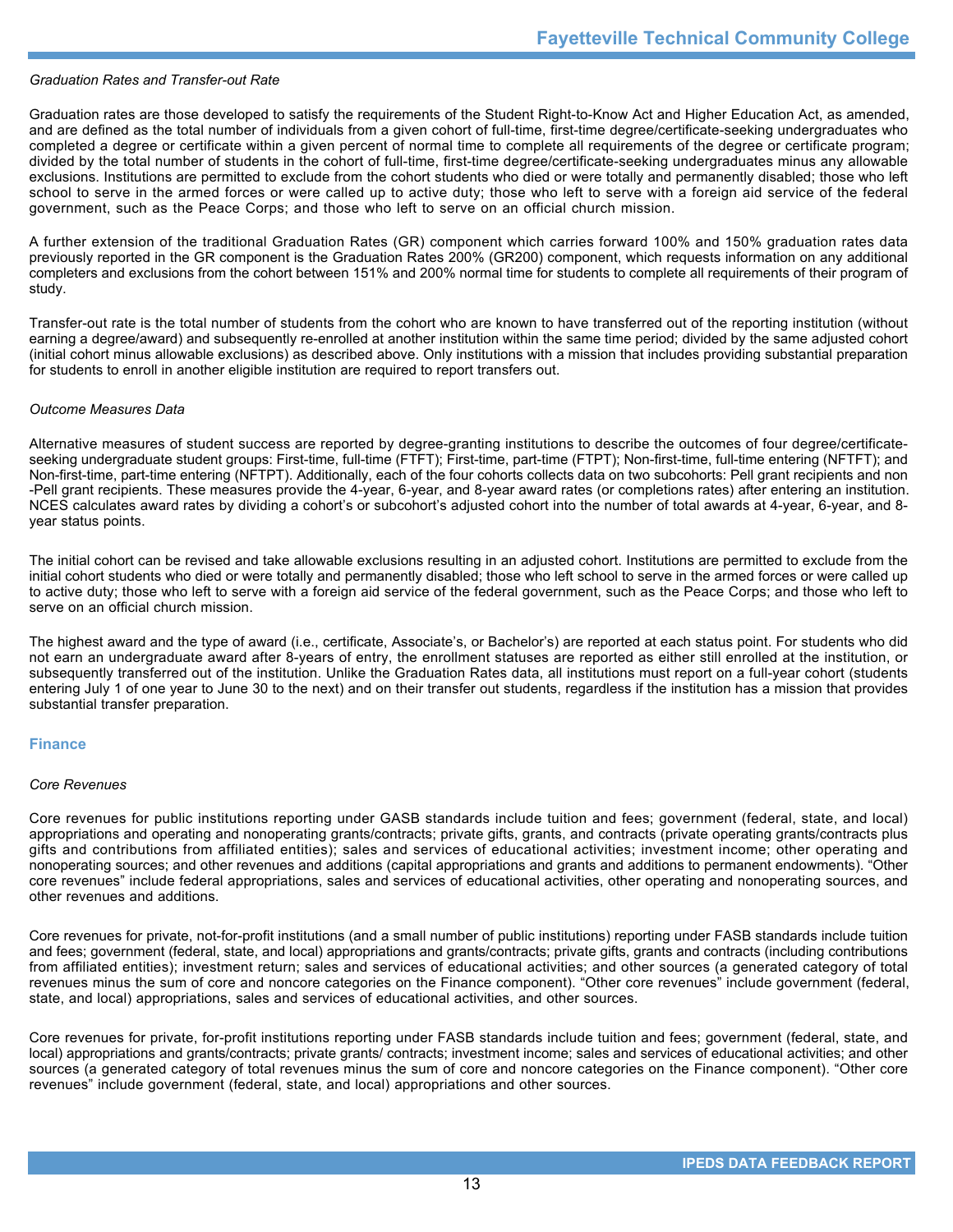*Graduation Rates and Transfer-out Rate*

Graduation rates are those developed to satisfy the requirements of the Student Right-to-Know Act and Higher Education Act, as amended, and are defined as the total number of individuals from a given cohort of full-time, first-time degree/certificate-seeking undergraduates who completed a degree or certificate within a given percent of normal time to complete all requirements of the degree or certificate program; divided by the total number of students in the cohort of full-time, first-time degree/certificate-seeking undergraduates minus any allowable exclusions. Institutions are permitted to exclude from the cohort students who died or were totally and permanently disabled; those who left school to serve in the armed forces or were called up to active duty; those who left to serve with a foreign aid service of the federal government, such as the Peace Corps; and those who left to serve on an official church mission.

A further extension of the traditional Graduation Rates (GR) component which carries forward 100% and 150% graduation rates data previously reported in the GR component is the Graduation Rates 200% (GR200) component, which requests information on any additional completers and exclusions from the cohort between 151% and 200% normal time for students to complete all requirements of their program of study.

Transfer-out rate is the total number of students from the cohort who are known to have transferred out of the reporting institution (without earning a degree/award) and subsequently re-enrolled at another institution within the same time period; divided by the same adjusted cohort (initial cohort minus allowable exclusions) as described above. Only institutions with a mission that includes providing substantial preparation for students to enroll in another eligible institution are required to report transfers out.

*Outcome Measures Data*

Alternative measures of student success are reported by degree-granting institutions to describe the outcomes of four degree/certificate-seeking undergraduate student groups: First-time, full-time (FTFT); First-time, part-time (FTPT); Non-first-time, full-time entering (NFTFT); and Non-first-time, part-time entering (NFTPT). Additionally, each of the four cohorts collects data on two subcohorts: Pell grant recipients and non -Pell grant recipients. These measures provide the 4-year, 6-year, and 8-year award rates (or completions rates) after entering an institution. NCES calculates award rates by dividing a cohort's or subcohort's adjusted cohort into the number of total awards at 4-year, 6-year, and 8-year status points.

The initial cohort can be revised and take allowable exclusions resulting in an adjusted cohort. Institutions are permitted to exclude from the initial cohort students who died or were totally and permanently disabled; those who left school to serve in the armed forces or were called up to active duty; those who left to serve with a foreign aid service of the federal government, such as the Peace Corps; and those who left to serve on an official church mission.

The highest award and the type of award (i.e., certificate, Associate's, or Bachelor's) are reported at each status point. For students who did not earn an undergraduate award after 8-years of entry, the enrollment statuses are reported as either still enrolled at the institution, or subsequently transferred out of the institution. Unlike the Graduation Rates data, all institutions must report on a full-year cohort (students entering July 1 of one year to June 30 to the next) and on their transfer out students, regardless if the institution has a mission that provides substantial transfer preparation.

## Finance

*Core Revenues*

Core revenues for public institutions reporting under GASB standards include tuition and fees; government (federal, state, and local) appropriations and operating and nonoperating grants/contracts; private gifts, grants, and contracts (private operating grants/contracts plus gifts and contributions from affiliated entities); sales and services of educational activities; investment income; other operating and nonoperating sources; and other revenues and additions (capital appropriations and grants and additions to permanent endowments). "Other core revenues" include federal appropriations, sales and services of educational activities, other operating and nonoperating sources, and other revenues and additions.

Core revenues for private, not-for-profit institutions (and a small number of public institutions) reporting under FASB standards include tuition and fees; government (federal, state, and local) appropriations and grants/contracts; private gifts, grants and contracts (including contributions from affiliated entities); investment return; sales and services of educational activities; and other sources (a generated category of total revenues minus the sum of core and noncore categories on the Finance component). "Other core revenues" include government (federal, state, and local) appropriations, sales and services of educational activities, and other sources.

Core revenues for private, for-profit institutions reporting under FASB standards include tuition and fees; government (federal, state, and local) appropriations and grants/contracts; private grants/ contracts; investment income; sales and services of educational activities; and other sources (a generated category of total revenues minus the sum of core and noncore categories on the Finance component). "Other core revenues" include government (federal, state, and local) appropriations and other sources.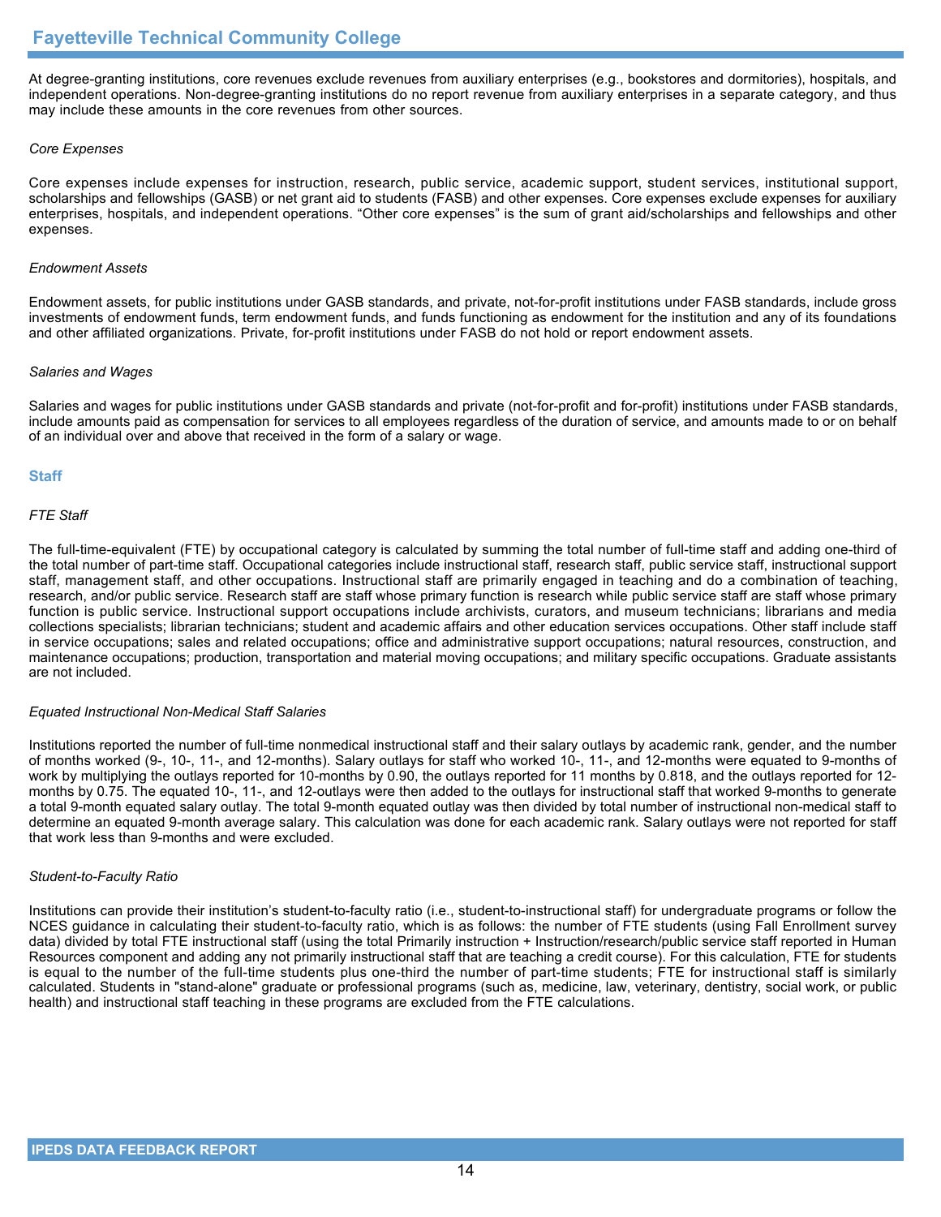At degree-granting institutions, core revenues exclude revenues from auxiliary enterprises (e.g., bookstores and dormitories), hospitals, and independent operations. Non-degree-granting institutions do no report revenue from auxiliary enterprises in a separate category, and thus may include these amounts in the core revenues from other sources.

*Core Expenses*

Core expenses include expenses for instruction, research, public service, academic support, student services, institutional support, scholarships and fellowships (GASB) or net grant aid to students (FASB) and other expenses. Core expenses exclude expenses for auxiliary enterprises, hospitals, and independent operations. “Other core expenses” is the sum of grant aid/scholarships and fellowships and other expenses.

*Endowment Assets*

Endowment assets, for public institutions under GASB standards, and private, not-for-profit institutions under FASB standards, include gross investments of endowment funds, term endowment funds, and funds functioning as endowment for the institution and any of its foundations and other affiliated organizations. Private, for-profit institutions under FASB do not hold or report endowment assets.

*Salaries and Wages*

Salaries and wages for public institutions under GASB standards and private (not-for-profit and for-profit) institutions under FASB standards, include amounts paid as compensation for services to all employees regardless of the duration of service, and amounts made to or on behalf of an individual over and above that received in the form of a salary or wage.

## Staff

*FTE Staff*

The full-time-equivalent (FTE) by occupational category is calculated by summing the total number of full-time staff and adding one-third of the total number of part-time staff. Occupational categories include instructional staff, research staff, public service staff, instructional support staff, management staff, and other occupations. Instructional staff are primarily engaged in teaching and do a combination of teaching, research, and/or public service. Research staff are staff whose primary function is research while public service staff are staff whose primary function is public service. Instructional support occupations include archivists, curators, and museum technicians; librarians and media collections specialists; librarian technicians; student and academic affairs and other education services occupations. Other staff include staff in service occupations; sales and related occupations; office and administrative support occupations; natural resources, construction, and maintenance occupations; production, transportation and material moving occupations; and military specific occupations. Graduate assistants are not included.

*Equated Instructional Non-Medical Staff Salaries*

Institutions reported the number of full-time nonmedical instructional staff and their salary outlays by academic rank, gender, and the number of months worked (9-, 10-, 11-, and 12-months). Salary outlays for staff who worked 10-, 11-, and 12-months were equated to 9-months of work by multiplying the outlays reported for 10-months by 0.90, the outlays reported for 11 months by 0.818, and the outlays reported for 12-months by 0.75. The equated 10-, 11-, and 12-outlays were then added to the outlays for instructional staff that worked 9-months to generate a total 9-month equated salary outlay. The total 9-month equated outlay was then divided by total number of instructional non-medical staff to determine an equated 9-month average salary. This calculation was done for each academic rank. Salary outlays were not reported for staff that work less than 9-months and were excluded.

*Student-to-Faculty Ratio*

Institutions can provide their institution’s student-to-faculty ratio (i.e., student-to-instructional staff) for undergraduate programs or follow the NCES guidance in calculating their student-to-faculty ratio, which is as follows: the number of FTE students (using Fall Enrollment survey data) divided by total FTE instructional staff (using the total Primarily instruction + Instruction/research/public service staff reported in Human Resources component and adding any not primarily instructional staff that are teaching a credit course). For this calculation, FTE for students is equal to the number of the full-time students plus one-third the number of part-time students; FTE for instructional staff is similarly calculated. Students in "stand-alone" graduate or professional programs (such as, medicine, law, veterinary, dentistry, social work, or public health) and instructional staff teaching in these programs are excluded from the FTE calculations.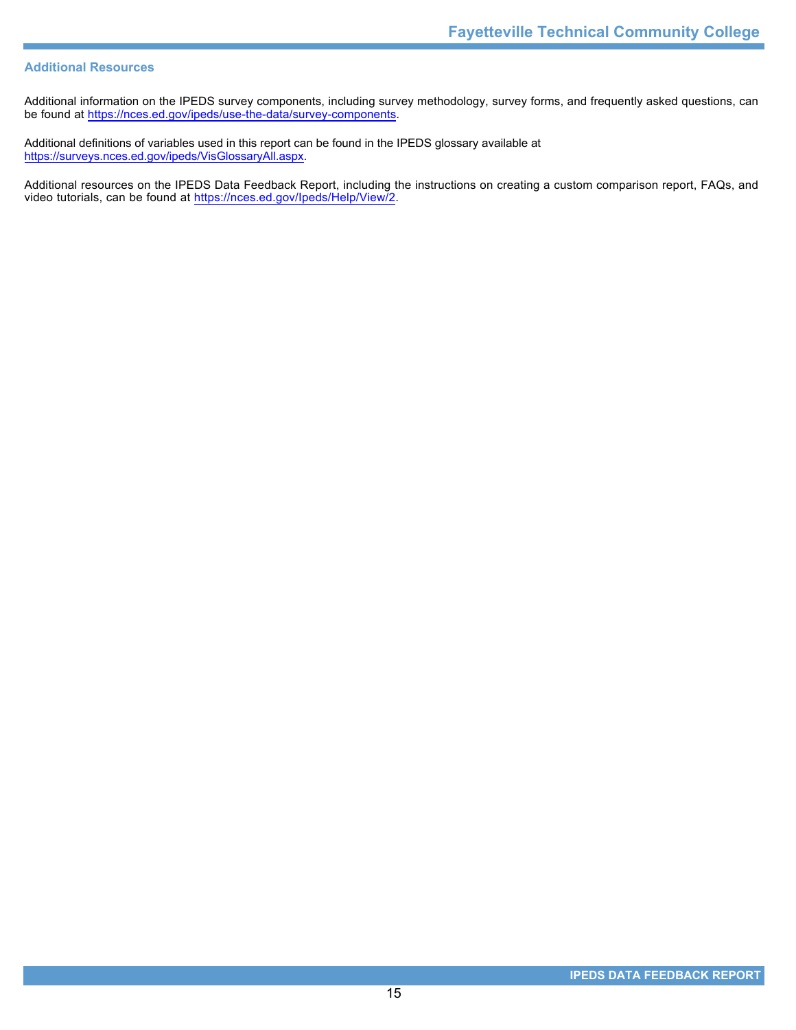## Additional Resources

Additional information on the IPEDS survey components, including survey methodology, survey forms, and frequently asked questions, can be found at https://nces.ed.gov/ipeds/use-the-data/survey-components.

Additional definitions of variables used in this report can be found in the IPEDS glossary available at https://surveys.nces.ed.gov/ipeds/VisGlossaryAll.aspx.

Additional resources on the IPEDS Data Feedback Report, including the instructions on creating a custom comparison report, FAQs, and video tutorials, can be found at https://nces.ed.gov/Ipeds/Help/View/2.